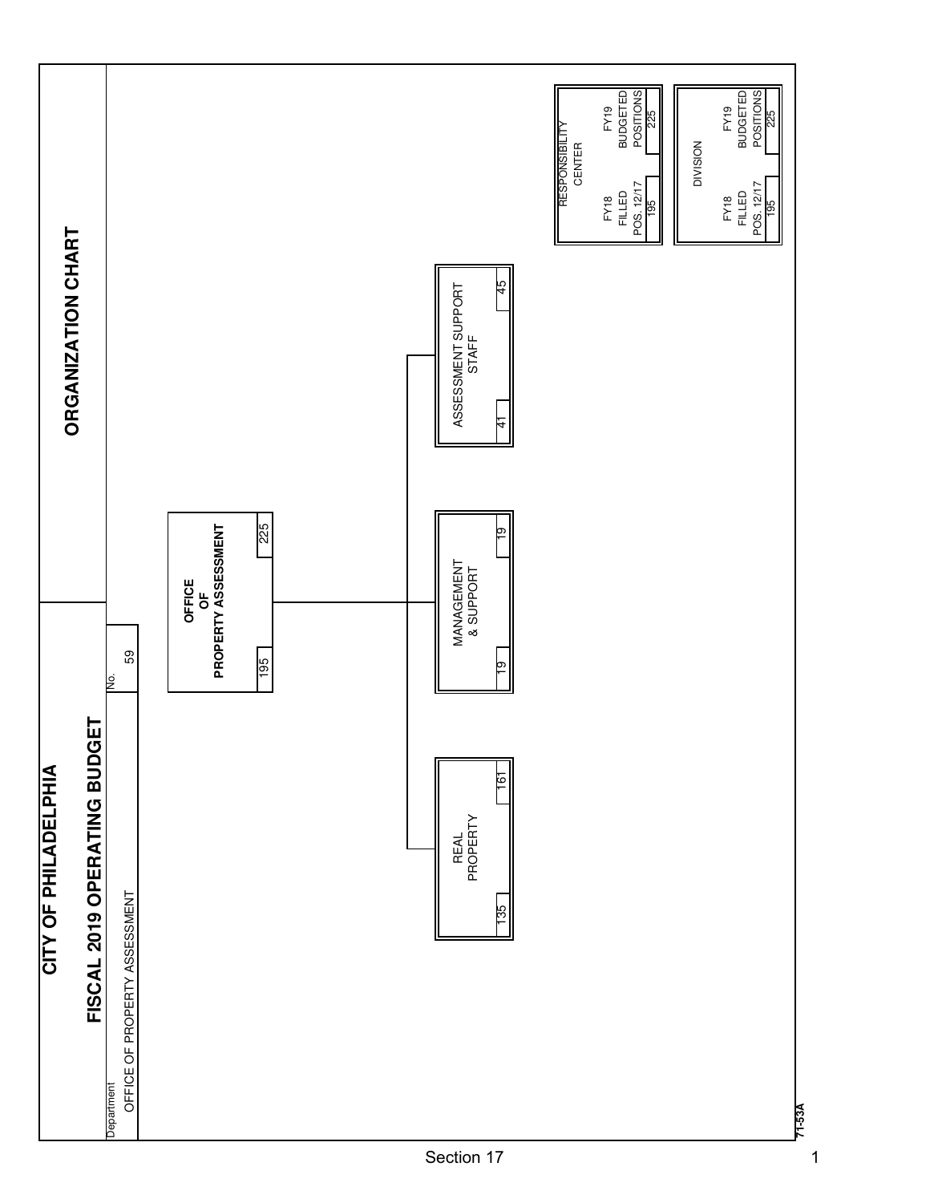# CITY OF PHILADELPHIA

## FISCAL 2019 OPERATING BUDGET

## ORGANIZATION CHART

Department: OFFICE OF PROPERTY ASSESSMENT

No. 59

| Unit | FY18 Filled Pos. 12/17 | FY19 Budgeted Positions |
|---|---|---|
| **OFFICE OF PROPERTY ASSESSMENT** | 195 | 225 |
| REAL PROPERTY | 135 | 161 |
| MANAGEMENT & SUPPORT | 19 | 19 |
| ASSESSMENT SUPPORT STAFF | 41 | 45 |

Legend:

| RESPONSIBILITY CENTER | |
|---|---|
| FY18 FILLED POS. 12/17 | FY19 BUDGETED POSITIONS |
| 195 | 225 |

| DIVISION | |
|---|---|
| FY18 FILLED POS. 12/17 | FY19 BUDGETED POSITIONS |
| 195 | 225 |

71-53A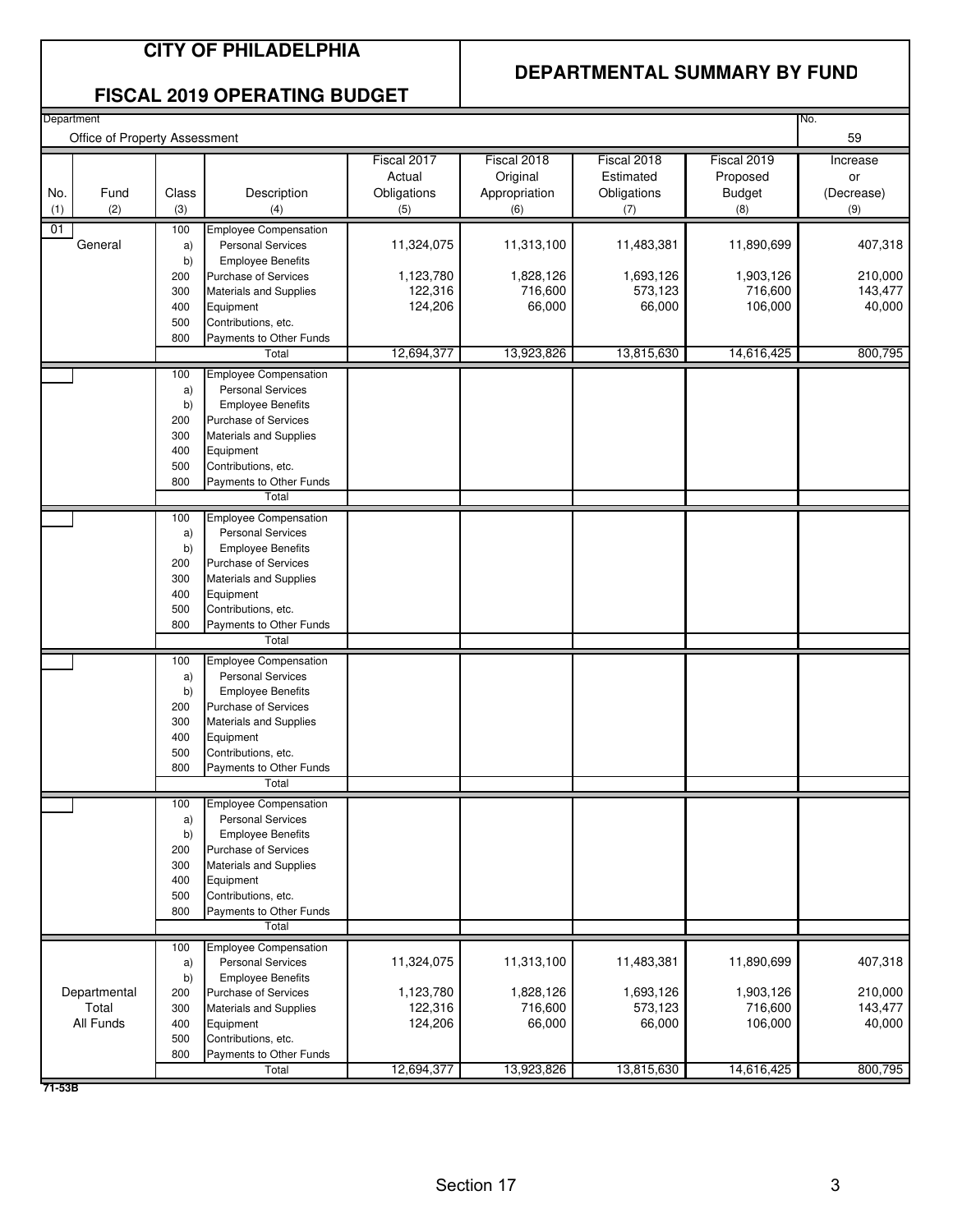# CITY OF PHILADELPHIA

## FISCAL 2019 OPERATING BUDGET

## DEPARTMENTAL SUMMARY BY FUND

Department: Office of Property Assessment — No. 59

| No. (1) | Fund (2) | Class (3) | Description (4) | Fiscal 2017 Actual Obligations (5) | Fiscal 2018 Original Appropriation (6) | Fiscal 2018 Estimated Obligations (7) | Fiscal 2019 Proposed Budget (8) | Increase or (Decrease) (9) |
|---|---|---|---|---|---|---|---|---|
| 01 | General | 100 | Employee Compensation | | | | | |
| | | a) | Personal Services | 11,324,075 | 11,313,100 | 11,483,381 | 11,890,699 | 407,318 |
| | | b) | Employee Benefits | | | | | |
| | | 200 | Purchase of Services | 1,123,780 | 1,828,126 | 1,693,126 | 1,903,126 | 210,000 |
| | | 300 | Materials and Supplies | 122,316 | 716,600 | 573,123 | 716,600 | 143,477 |
| | | 400 | Equipment | 124,206 | 66,000 | 66,000 | 106,000 | 40,000 |
| | | 500 | Contributions, etc. | | | | | |
| | | 800 | Payments to Other Funds | | | | | |
| | | | Total | 12,694,377 | 13,923,826 | 13,815,630 | 14,616,425 | 800,795 |
| | | 100 | Employee Compensation | | | | | |
| | | a) | Personal Services | | | | | |
| | | b) | Employee Benefits | | | | | |
| | | 200 | Purchase of Services | | | | | |
| | | 300 | Materials and Supplies | | | | | |
| | | 400 | Equipment | | | | | |
| | | 500 | Contributions, etc. | | | | | |
| | | 800 | Payments to Other Funds | | | | | |
| | | | Total | | | | | |
| | | 100 | Employee Compensation | | | | | |
| | | a) | Personal Services | | | | | |
| | | b) | Employee Benefits | | | | | |
| | | 200 | Purchase of Services | | | | | |
| | | 300 | Materials and Supplies | | | | | |
| | | 400 | Equipment | | | | | |
| | | 500 | Contributions, etc. | | | | | |
| | | 800 | Payments to Other Funds | | | | | |
| | | | Total | | | | | |
| | | 100 | Employee Compensation | | | | | |
| | | a) | Personal Services | | | | | |
| | | b) | Employee Benefits | | | | | |
| | | 200 | Purchase of Services | | | | | |
| | | 300 | Materials and Supplies | | | | | |
| | | 400 | Equipment | | | | | |
| | | 500 | Contributions, etc. | | | | | |
| | | 800 | Payments to Other Funds | | | | | |
| | | | Total | | | | | |
| | | 100 | Employee Compensation | | | | | |
| | | a) | Personal Services | | | | | |
| | | b) | Employee Benefits | | | | | |
| | | 200 | Purchase of Services | | | | | |
| | | 300 | Materials and Supplies | | | | | |
| | | 400 | Equipment | | | | | |
| | | 500 | Contributions, etc. | | | | | |
| | | 800 | Payments to Other Funds | | | | | |
| | | | Total | | | | | |
| | Departmental Total All Funds | 100 | Employee Compensation | | | | | |
| | | a) | Personal Services | 11,324,075 | 11,313,100 | 11,483,381 | 11,890,699 | 407,318 |
| | | b) | Employee Benefits | | | | | |
| | | 200 | Purchase of Services | 1,123,780 | 1,828,126 | 1,693,126 | 1,903,126 | 210,000 |
| | | 300 | Materials and Supplies | 122,316 | 716,600 | 573,123 | 716,600 | 143,477 |
| | | 400 | Equipment | 124,206 | 66,000 | 66,000 | 106,000 | 40,000 |
| | | 500 | Contributions, etc. | | | | | |
| | | 800 | Payments to Other Funds | | | | | |
| | | | Total | 12,694,377 | 13,923,826 | 13,815,630 | 14,616,425 | 800,795 |

71-53B

Section 17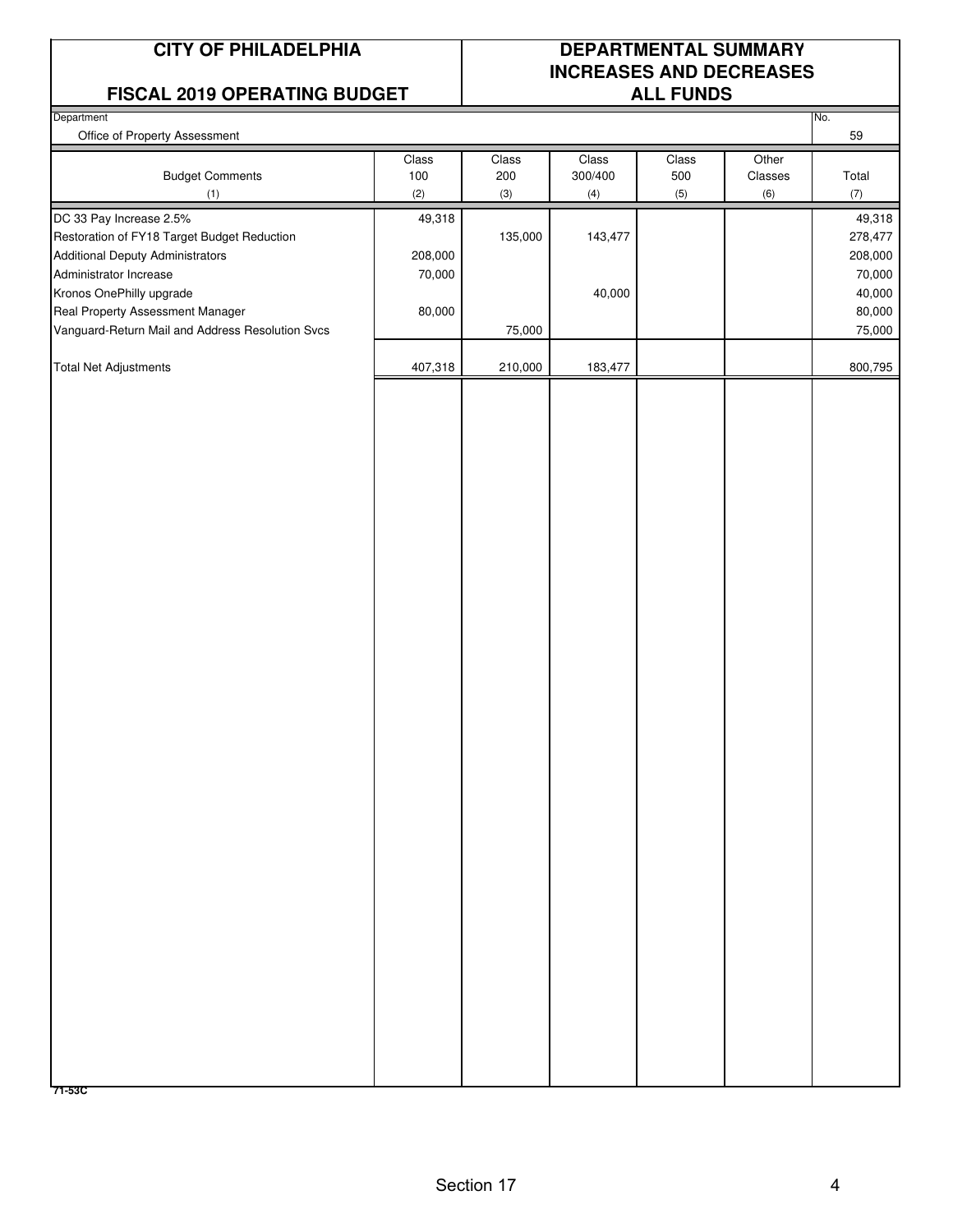**CITY OF PHILADELPHIA**

**FISCAL 2019 OPERATING BUDGET**

**DEPARTMENTAL SUMMARY**
**INCREASES AND DECREASES**
**ALL FUNDS**

Department: Office of Property Assessment

No.: 59

| Budget Comments (1) | Class 100 (2) | Class 200 (3) | Class 300/400 (4) | Class 500 (5) | Other Classes (6) | Total (7) |
|---|---|---|---|---|---|---|
| DC 33 Pay Increase 2.5% | 49,318 | | | | | 49,318 |
| Restoration of FY18 Target Budget Reduction | | 135,000 | 143,477 | | | 278,477 |
| Additional Deputy Administrators | 208,000 | | | | | 208,000 |
| Administrator Increase | 70,000 | | | | | 70,000 |
| Kronos OnePhilly upgrade | | | 40,000 | | | 40,000 |
| Real Property Assessment Manager | 80,000 | | | | | 80,000 |
| Vanguard-Return Mail and Address Resolution Svcs | | 75,000 | | | | 75,000 |
| Total Net Adjustments | 407,318 | 210,000 | 183,477 | | | 800,795 |

71-53C

Section 17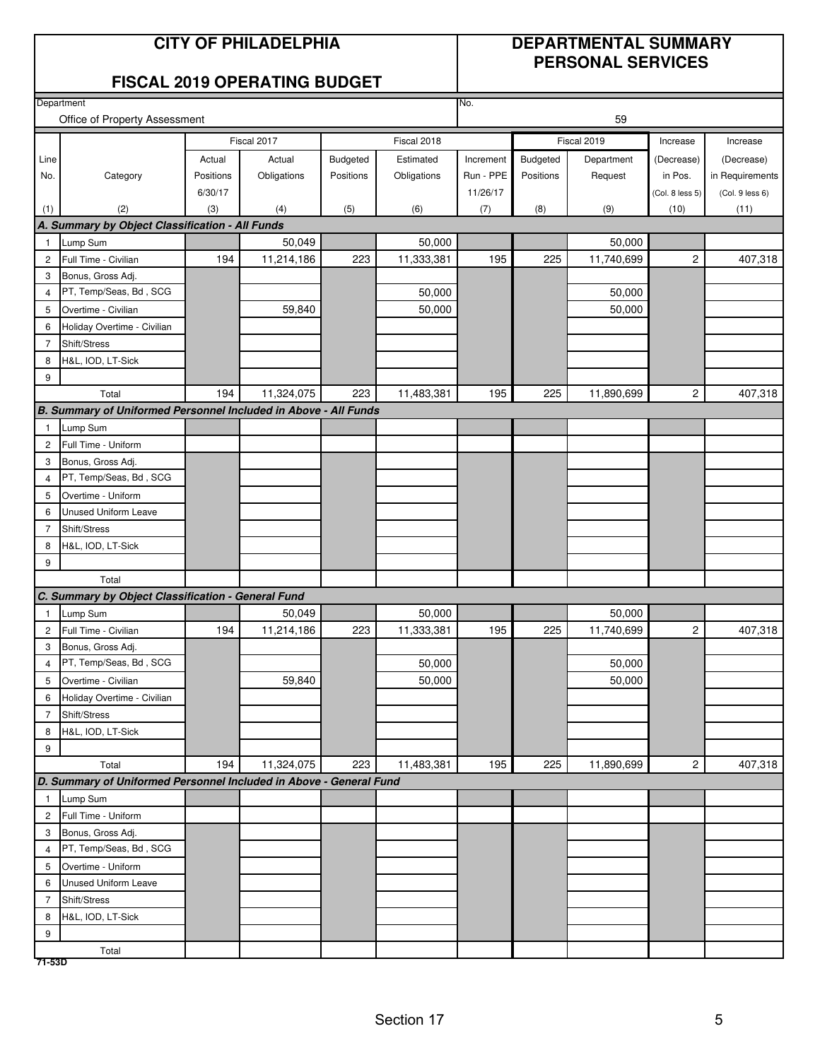# CITY OF PHILADELPHIA

## FISCAL 2019 OPERATING BUDGET

## DEPARTMENTAL SUMMARY PERSONAL SERVICES

Department: Office of Property Assessment

No. 59

| Line No. | Category | Fiscal 2017 Actual Positions 6/30/17 | Fiscal 2017 Actual Obligations | Fiscal 2018 Budgeted Positions | Fiscal 2018 Estimated Obligations | Increment Run - PPE 11/26/17 | Fiscal 2019 Budgeted Positions | Fiscal 2019 Department Request | Increase (Decrease) in Pos. (Col. 8 less 5) | Increase (Decrease) in Requirements (Col. 9 less 6) |
|---|---|---|---|---|---|---|---|---|---|---|
| (1) | (2) | (3) | (4) | (5) | (6) | (7) | (8) | (9) | (10) | (11) |
| **A. Summary by Object Classification - All Funds** | | | | | | | | | | |
| 1 | Lump Sum | | 50,049 | | 50,000 | | | 50,000 | | |
| 2 | Full Time - Civilian | 194 | 11,214,186 | 223 | 11,333,381 | 195 | 225 | 11,740,699 | 2 | 407,318 |
| 3 | Bonus, Gross Adj. | | | | | | | | | |
| 4 | PT, Temp/Seas, Bd , SCG | | | | 50,000 | | | 50,000 | | |
| 5 | Overtime - Civilian | | 59,840 | | 50,000 | | | 50,000 | | |
| 6 | Holiday Overtime - Civilian | | | | | | | | | |
| 7 | Shift/Stress | | | | | | | | | |
| 8 | H&L, IOD, LT-Sick | | | | | | | | | |
| 9 | | | | | | | | | | |
| | Total | 194 | 11,324,075 | 223 | 11,483,381 | 195 | 225 | 11,890,699 | 2 | 407,318 |
| **B. Summary of Uniformed Personnel Included in Above - All Funds** | | | | | | | | | | |
| 1 | Lump Sum | | | | | | | | | |
| 2 | Full Time - Uniform | | | | | | | | | |
| 3 | Bonus, Gross Adj. | | | | | | | | | |
| 4 | PT, Temp/Seas, Bd , SCG | | | | | | | | | |
| 5 | Overtime - Uniform | | | | | | | | | |
| 6 | Unused Uniform Leave | | | | | | | | | |
| 7 | Shift/Stress | | | | | | | | | |
| 8 | H&L, IOD, LT-Sick | | | | | | | | | |
| 9 | | | | | | | | | | |
| | Total | | | | | | | | | |
| **C. Summary by Object Classification - General Fund** | | | | | | | | | | |
| 1 | Lump Sum | | 50,049 | | 50,000 | | | 50,000 | | |
| 2 | Full Time - Civilian | 194 | 11,214,186 | 223 | 11,333,381 | 195 | 225 | 11,740,699 | 2 | 407,318 |
| 3 | Bonus, Gross Adj. | | | | | | | | | |
| 4 | PT, Temp/Seas, Bd , SCG | | | | 50,000 | | | 50,000 | | |
| 5 | Overtime - Civilian | | 59,840 | | 50,000 | | | 50,000 | | |
| 6 | Holiday Overtime - Civilian | | | | | | | | | |
| 7 | Shift/Stress | | | | | | | | | |
| 8 | H&L, IOD, LT-Sick | | | | | | | | | |
| 9 | | | | | | | | | | |
| | Total | 194 | 11,324,075 | 223 | 11,483,381 | 195 | 225 | 11,890,699 | 2 | 407,318 |
| **D. Summary of Uniformed Personnel Included in Above - General Fund** | | | | | | | | | | |
| 1 | Lump Sum | | | | | | | | | |
| 2 | Full Time - Uniform | | | | | | | | | |
| 3 | Bonus, Gross Adj. | | | | | | | | | |
| 4 | PT, Temp/Seas, Bd , SCG | | | | | | | | | |
| 5 | Overtime - Uniform | | | | | | | | | |
| 6 | Unused Uniform Leave | | | | | | | | | |
| 7 | Shift/Stress | | | | | | | | | |
| 8 | H&L, IOD, LT-Sick | | | | | | | | | |
| 9 | | | | | | | | | | |
| | Total | | | | | | | | | |

71-53D

Section 17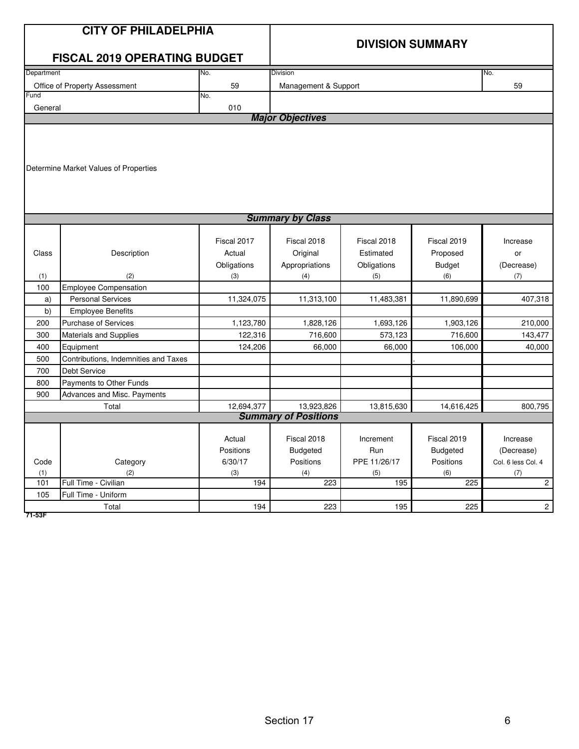# CITY OF PHILADELPHIA

## FISCAL 2019 OPERATING BUDGET

## DIVISION SUMMARY

| Department | No. | Division | No. |
|---|---|---|---|
| Office of Property Assessment | 59 | Management & Support | 59 |
| **Fund** | **No.** | | |
| General | 010 | | |

### Major Objectives

Determine Market Values of Properties

### Summary by Class

| Class (1) | Description (2) | Fiscal 2017 Actual Obligations (3) | Fiscal 2018 Original Appropriations (4) | Fiscal 2018 Estimated Obligations (5) | Fiscal 2019 Proposed Budget (6) | Increase or (Decrease) (7) |
|---|---|---|---|---|---|---|
| 100 | Employee Compensation | | | | | |
| a) | Personal Services | 11,324,075 | 11,313,100 | 11,483,381 | 11,890,699 | 407,318 |
| b) | Employee Benefits | | | | | |
| 200 | Purchase of Services | 1,123,780 | 1,828,126 | 1,693,126 | 1,903,126 | 210,000 |
| 300 | Materials and Supplies | 122,316 | 716,600 | 573,123 | 716,600 | 143,477 |
| 400 | Equipment | 124,206 | 66,000 | 66,000 | 106,000 | 40,000 |
| 500 | Contributions, Indemnities and Taxes | | | | . | |
| 700 | Debt Service | | | | | |
| 800 | Payments to Other Funds | | | | | |
| 900 | Advances and Misc. Payments | | | | | |
| | Total | 12,694,377 | 13,923,826 | 13,815,630 | 14,616,425 | 800,795 |

### Summary of Positions

| Code (1) | Category (2) | Actual Positions 6/30/17 (3) | Fiscal 2018 Budgeted Positions (4) | Increment Run PPE 11/26/17 (5) | Fiscal 2019 Budgeted Positions (6) | Increase (Decrease) Col. 6 less Col. 4 (7) |
|---|---|---|---|---|---|---|
| 101 | Full Time - Civilian | 194 | 223 | 195 | 225 | 2 |
| 105 | Full Time - Uniform | | | | | |
| | Total | 194 | 223 | 195 | 225 | 2 |

71-53F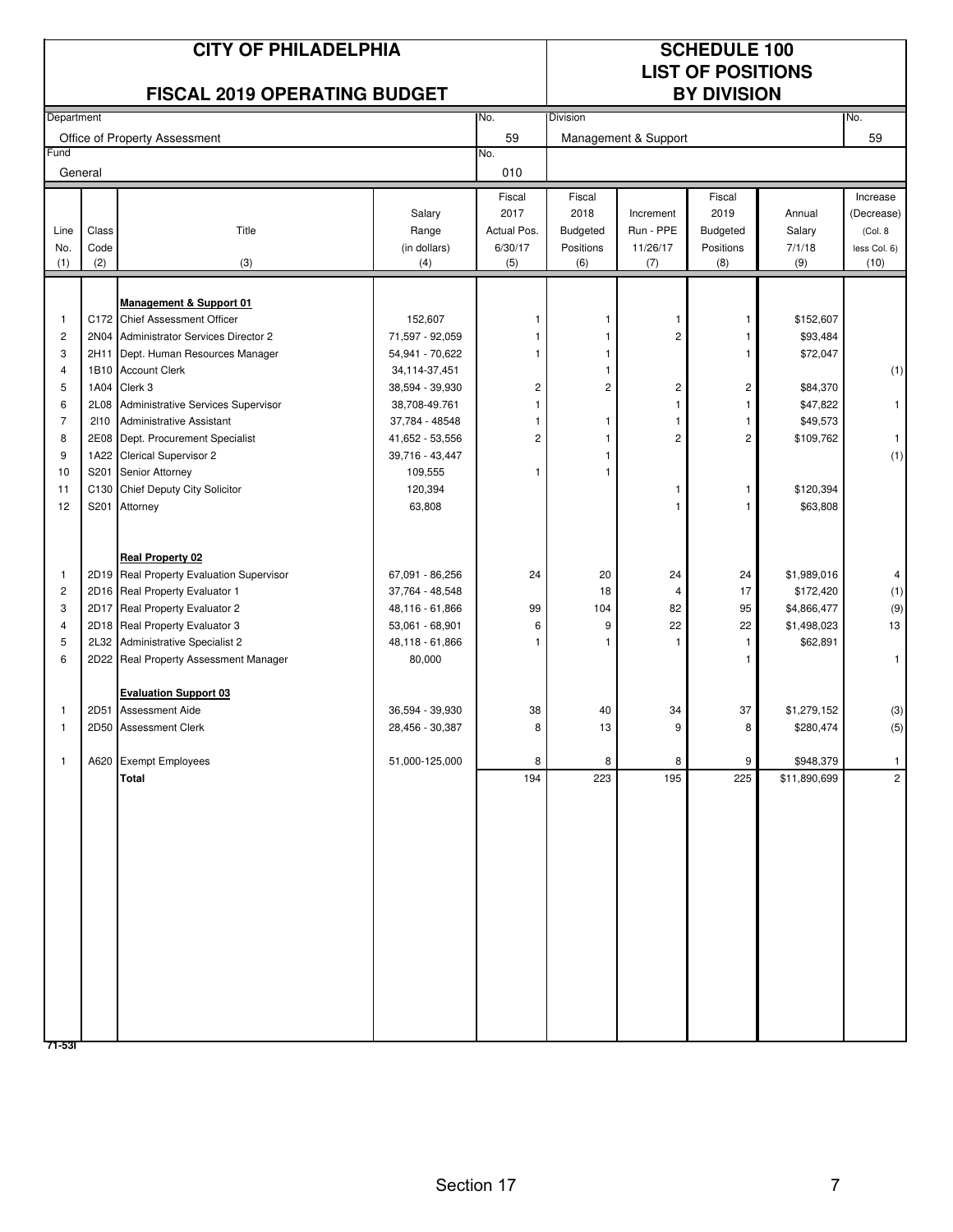# CITY OF PHILADELPHIA

## FISCAL 2019 OPERATING BUDGET

## SCHEDULE 100 LIST OF POSITIONS BY DIVISION

| Department | No. | Division | No. |
|---|---|---|---|
| Office of Property Assessment | 59 | Management & Support | 59 |
| Fund | No. | | |
| General | 010 | | |

| Line No. (1) | Class Code (2) | Title (3) | Salary Range (in dollars) (4) | Fiscal 2017 Actual Pos. 6/30/17 (5) | Fiscal 2018 Budgeted Positions (6) | Increment Run - PPE 11/26/17 (7) | Fiscal 2019 Budgeted Positions (8) | Annual Salary 7/1/18 (9) | Increase (Decrease) (Col. 8 less Col. 6) (10) |
|---|---|---|---|---|---|---|---|---|---|
| | | **Management & Support 01** | | | | | | | |
| 1 | C172 | Chief Assessment Officer | 152,607 | 1 | 1 | 1 | 1 | $152,607 | |
| 2 | 2N04 | Administrator Services Director 2 | 71,597 - 92,059 | 1 | 1 | 2 | 1 | $93,484 | |
| 3 | 2H11 | Dept. Human Resources Manager | 54,941 - 70,622 | 1 | 1 | | 1 | $72,047 | |
| 4 | 1B10 | Account Clerk | 34,114-37,451 | | 1 | | | | (1) |
| 5 | 1A04 | Clerk 3 | 38,594 - 39,930 | 2 | 2 | 2 | 2 | $84,370 | |
| 6 | 2L08 | Administrative Services Supervisor | 38,708-49.761 | 1 | | 1 | 1 | $47,822 | 1 |
| 7 | 2I10 | Administrative Assistant | 37,784 - 48548 | 1 | 1 | 1 | 1 | $49,573 | |
| 8 | 2E08 | Dept. Procurement Specialist | 41,652 - 53,556 | 2 | 1 | 2 | 2 | $109,762 | 1 |
| 9 | 1A22 | Clerical Supervisor 2 | 39,716 - 43,447 | | 1 | | | | (1) |
| 10 | S201 | Senior Attorney | 109,555 | 1 | 1 | | | | |
| 11 | C130 | Chief Deputy City Solicitor | 120,394 | | | 1 | 1 | $120,394 | |
| 12 | S201 | Attorney | 63,808 | | | 1 | 1 | $63,808 | |
| | | **Real Property 02** | | | | | | | |
| 1 | 2D19 | Real Property Evaluation Supervisor | 67,091 - 86,256 | 24 | 20 | 24 | 24 | $1,989,016 | 4 |
| 2 | 2D16 | Real Property Evaluator 1 | 37,764 - 48,548 | | 18 | 4 | 17 | $172,420 | (1) |
| 3 | 2D17 | Real Property Evaluator 2 | 48,116 - 61,866 | 99 | 104 | 82 | 95 | $4,866,477 | (9) |
| 4 | 2D18 | Real Property Evaluator 3 | 53,061 - 68,901 | 6 | 9 | 22 | 22 | $1,498,023 | 13 |
| 5 | 2L32 | Administrative Specialist 2 | 48,118 - 61,866 | 1 | 1 | 1 | 1 | $62,891 | |
| 6 | 2D22 | Real Property Assessment Manager | 80,000 | | | | 1 | | 1 |
| | | **Evaluation Support 03** | | | | | | | |
| 1 | 2D51 | Assessment Aide | 36,594 - 39,930 | 38 | 40 | 34 | 37 | $1,279,152 | (3) |
| 1 | 2D50 | Assessment Clerk | 28,456 - 30,387 | 8 | 13 | 9 | 8 | $280,474 | (5) |
| 1 | A620 | Exempt Employees | 51,000-125,000 | 8 | 8 | 8 | 9 | $948,379 | 1 |
| | | **Total** | | 194 | 223 | 195 | 225 | $11,890,699 | 2 |

71-53I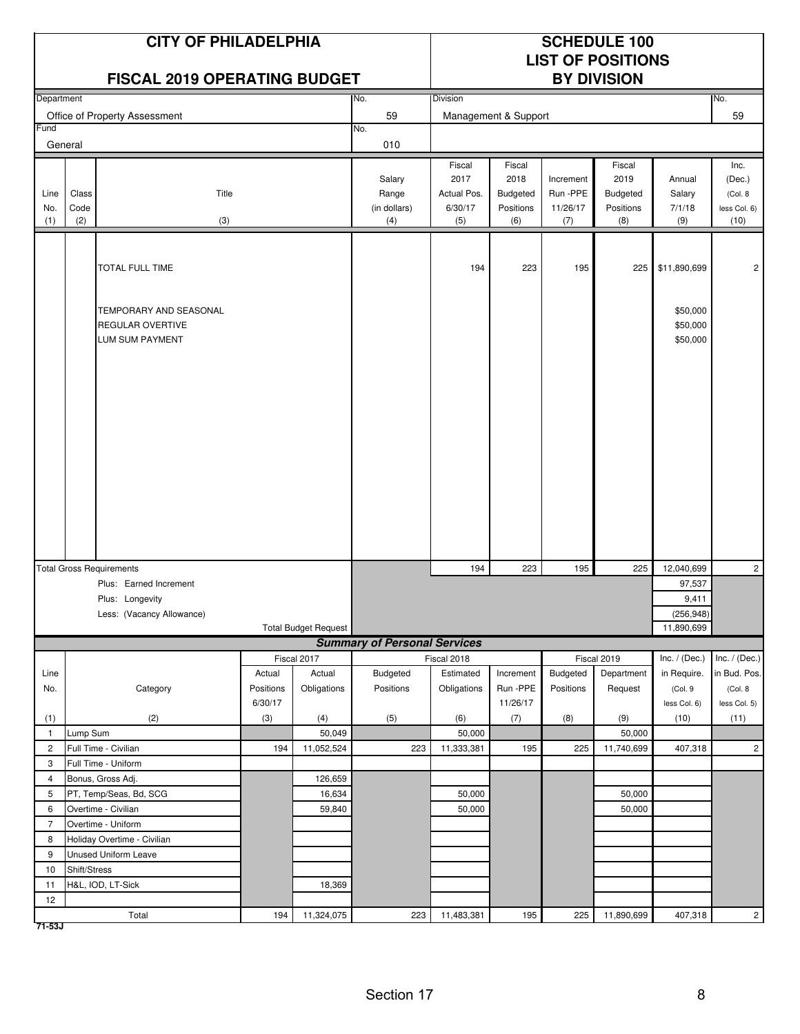# CITY OF PHILADELPHIA

## FISCAL 2019 OPERATING BUDGET

## SCHEDULE 100 LIST OF POSITIONS BY DIVISION

| Department | No. | Division | No. |
|---|---|---|---|
| Office of Property Assessment | 59 | Management & Support | 59 |
| Fund | No. | | |
| General | 010 | | |

| Line No. (1) | Class Code (2) | Title (3) | Salary Range (in dollars) (4) | Fiscal 2017 Actual Pos. 6/30/17 (5) | Fiscal 2018 Budgeted Positions (6) | Increment Run -PPE 11/26/17 (7) | Fiscal 2019 Budgeted Positions (8) | Annual Salary 7/1/18 (9) | Inc. (Dec.) (Col. 8 less Col. 6) (10) |
|---|---|---|---|---|---|---|---|---|---|
| | | TOTAL FULL TIME | | 194 | 223 | 195 | 225 | $11,890,699 | 2 |
| | | TEMPORARY AND SEASONAL | | | | | | $50,000 | |
| | | REGULAR OVERTIVE | | | | | | $50,000 | |
| | | LUM SUM PAYMENT | | | | | | $50,000 | |
| | | Total Gross Requirements | | 194 | 223 | 195 | 225 | 12,040,699 | 2 |
| | | Plus: Earned Increment | | | | | | 97,537 | |
| | | Plus: Longevity | | | | | | 9,411 | |
| | | Less: (Vacancy Allowance) | | | | | | (256,948) | |
| | | Total Budget Request | | | | | | 11,890,699 | |

### Summary of Personal Services

| Line No. (1) | Category (2) | Fiscal 2017 Actual Positions 6/30/17 (3) | Fiscal 2017 Actual Obligations (4) | Fiscal 2018 Budgeted Positions (5) | Fiscal 2018 Estimated Obligations (6) | Increment Run -PPE 11/26/17 (7) | Fiscal 2019 Budgeted Positions (8) | Fiscal 2019 Department Request (9) | Inc. / (Dec.) in Require. (Col. 9 less Col. 6) (10) | Inc. / (Dec.) in Bud. Pos. (Col. 8 less Col. 5) (11) |
|---|---|---|---|---|---|---|---|---|---|---|
| 1 | Lump Sum | | 50,049 | | 50,000 | | | 50,000 | | |
| 2 | Full Time - Civilian | 194 | 11,052,524 | 223 | 11,333,381 | 195 | 225 | 11,740,699 | 407,318 | 2 |
| 3 | Full Time - Uniform | | | | | | | | | |
| 4 | Bonus, Gross Adj. | | 126,659 | | | | | | | |
| 5 | PT, Temp/Seas, Bd, SCG | | 16,634 | | 50,000 | | | 50,000 | | |
| 6 | Overtime - Civilian | | 59,840 | | 50,000 | | | 50,000 | | |
| 7 | Overtime - Uniform | | | | | | | | | |
| 8 | Holiday Overtime - Civilian | | | | | | | | | |
| 9 | Unused Uniform Leave | | | | | | | | | |
| 10 | Shift/Stress | | | | | | | | | |
| 11 | H&L, IOD, LT-Sick | | 18,369 | | | | | | | |
| 12 | | | | | | | | | | |
| | Total | 194 | 11,324,075 | 223 | 11,483,381 | 195 | 225 | 11,890,699 | 407,318 | 2 |

71-53J

Section 17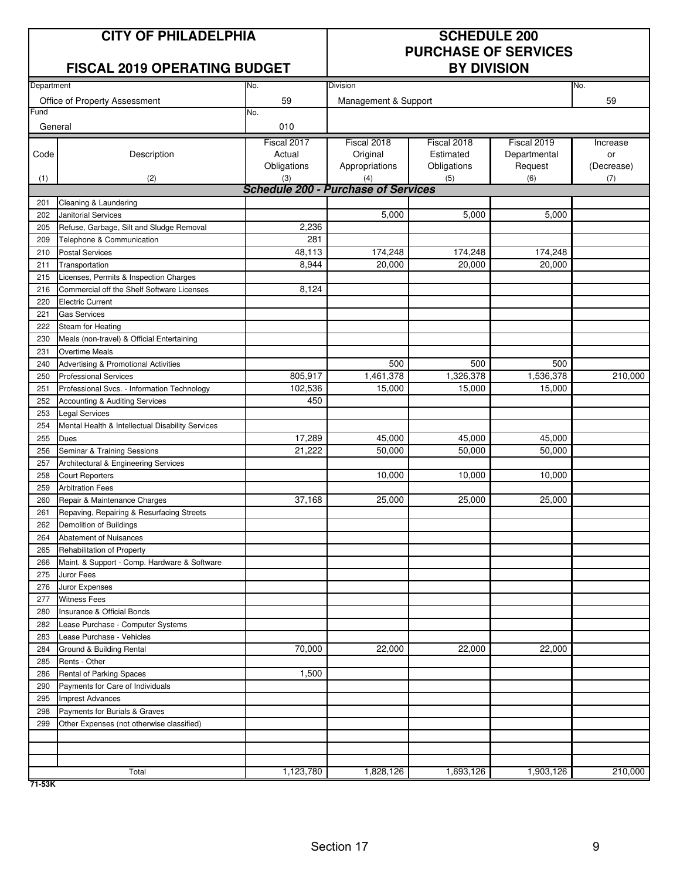| CITY OF PHILADELPHIA | | SCHEDULE 200 PURCHASE OF SERVICES BY DIVISION | | |
|---|---|---|---|---|
| FISCAL 2019 OPERATING BUDGET | | | | |
| Department | No. | Division | | No. |
| Office of Property Assessment | 59 | Management & Support | | 59 |
| Fund | No. | | | |
| General | 010 | | | |

| Code (1) | Description (2) | Fiscal 2017 Actual Obligations (3) | Fiscal 2018 Original Appropriations (4) | Fiscal 2018 Estimated Obligations (5) | Fiscal 2019 Departmental Request (6) | Increase or (Decrease) (7) |
|---|---|---|---|---|---|---|
| | ***Schedule 200 - Purchase of Services*** | | | | | |
| 201 | Cleaning & Laundering | | | | | |
| 202 | Janitorial Services | | 5,000 | 5,000 | 5,000 | |
| 205 | Refuse, Garbage, Silt and Sludge Removal | 2,236 | | | | |
| 209 | Telephone & Communication | 281 | | | | |
| 210 | Postal Services | 48,113 | 174,248 | 174,248 | 174,248 | |
| 211 | Transportation | 8,944 | 20,000 | 20,000 | 20,000 | |
| 215 | Licenses, Permits & Inspection Charges | | | | | |
| 216 | Commercial off the Shelf Software Licenses | 8,124 | | | | |
| 220 | Electric Current | | | | | |
| 221 | Gas Services | | | | | |
| 222 | Steam for Heating | | | | | |
| 230 | Meals (non-travel) & Official Entertaining | | | | | |
| 231 | Overtime Meals | | | | | |
| 240 | Advertising & Promotional Activities | | 500 | 500 | 500 | |
| 250 | Professional Services | 805,917 | 1,461,378 | 1,326,378 | 1,536,378 | 210,000 |
| 251 | Professional Svcs. - Information Technology | 102,536 | 15,000 | 15,000 | 15,000 | |
| 252 | Accounting & Auditing Services | 450 | | | | |
| 253 | Legal Services | | | | | |
| 254 | Mental Health & Intellectual Disability Services | | | | | |
| 255 | Dues | 17,289 | 45,000 | 45,000 | 45,000 | |
| 256 | Seminar & Training Sessions | 21,222 | 50,000 | 50,000 | 50,000 | |
| 257 | Architectural & Engineering Services | | | | | |
| 258 | Court Reporters | | 10,000 | 10,000 | 10,000 | |
| 259 | Arbitration Fees | | | | | |
| 260 | Repair & Maintenance Charges | 37,168 | 25,000 | 25,000 | 25,000 | |
| 261 | Repaving, Repairing & Resurfacing Streets | | | | | |
| 262 | Demolition of Buildings | | | | | |
| 264 | Abatement of Nuisances | | | | | |
| 265 | Rehabilitation of Property | | | | | |
| 266 | Maint. & Support - Comp. Hardware & Software | | | | | |
| 275 | Juror Fees | | | | | |
| 276 | Juror Expenses | | | | | |
| 277 | Witness Fees | | | | | |
| 280 | Insurance & Official Bonds | | | | | |
| 282 | Lease Purchase - Computer Systems | | | | | |
| 283 | Lease Purchase - Vehicles | | | | | |
| 284 | Ground & Building Rental | 70,000 | 22,000 | 22,000 | 22,000 | |
| 285 | Rents - Other | | | | | |
| 286 | Rental of Parking Spaces | 1,500 | | | | |
| 290 | Payments for Care of Individuals | | | | | |
| 295 | Imprest Advances | | | | | |
| 298 | Payments for Burials & Graves | | | | | |
| 299 | Other Expenses (not otherwise classified) | | | | | |
| | | | | | | |
| | | | | | | |
| | | | | | | |
| | Total | 1,123,780 | 1,828,126 | 1,693,126 | 1,903,126 | 210,000 |

71-53K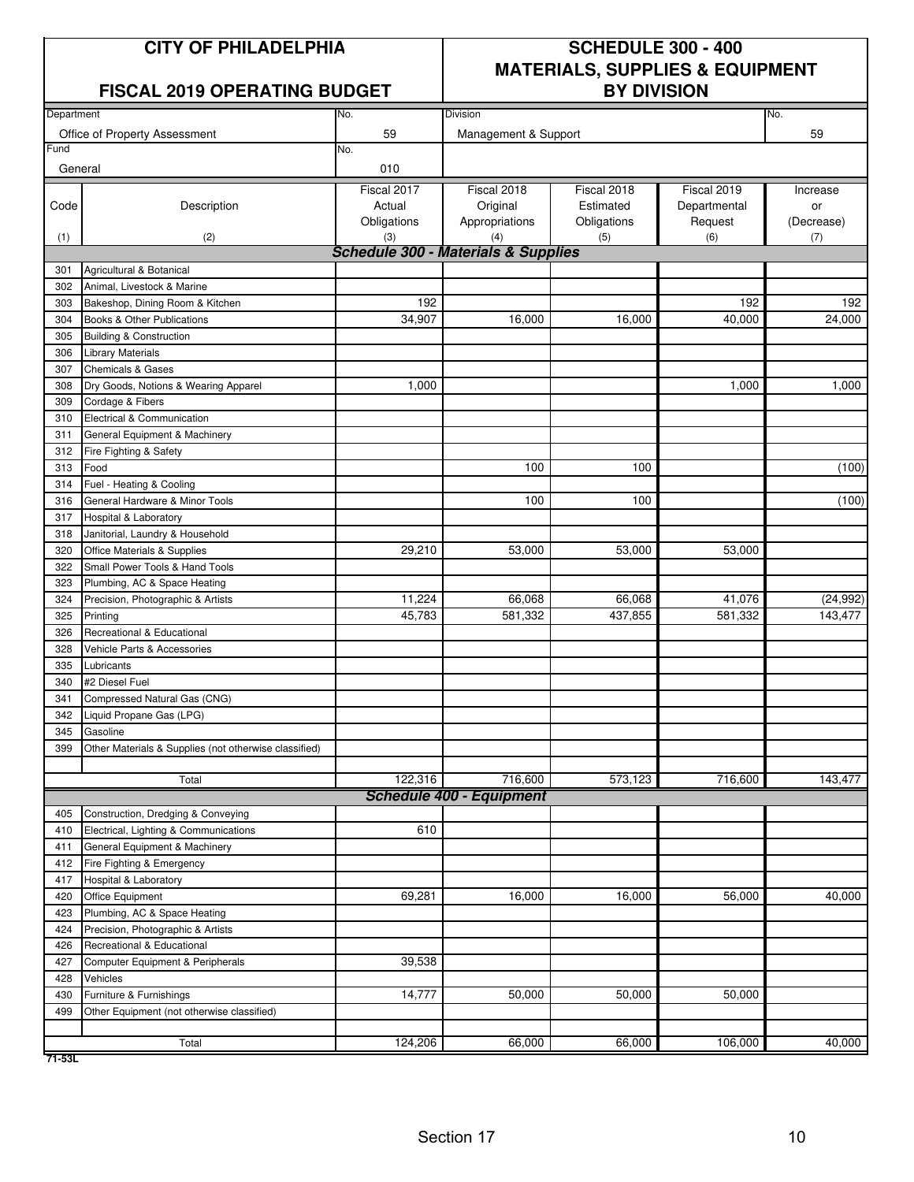# CITY OF PHILADELPHIA

## FISCAL 2019 OPERATING BUDGET

# SCHEDULE 300 - 400 MATERIALS, SUPPLIES & EQUIPMENT BY DIVISION

| Department | No. | Division | No. |
|---|---|---|---|
| Office of Property Assessment | 59 | Management & Support | 59 |
| **Fund** | **No.** | | |
| General | 010 | | |

| Code (1) | Description (2) | Fiscal 2017 Actual Obligations (3) | Fiscal 2018 Original Appropriations (4) | Fiscal 2018 Estimated Obligations (5) | Fiscal 2019 Departmental Request (6) | Increase or (Decrease) (7) |
|---|---|---|---|---|---|---|
| | ***Schedule 300 - Materials & Supplies*** | | | | | |
| 301 | Agricultural & Botanical | | | | | |
| 302 | Animal, Livestock & Marine | | | | | |
| 303 | Bakeshop, Dining Room & Kitchen | 192 | | | 192 | 192 |
| 304 | Books & Other Publications | 34,907 | 16,000 | 16,000 | 40,000 | 24,000 |
| 305 | Building & Construction | | | | | |
| 306 | Library Materials | | | | | |
| 307 | Chemicals & Gases | | | | | |
| 308 | Dry Goods, Notions & Wearing Apparel | 1,000 | | | 1,000 | 1,000 |
| 309 | Cordage & Fibers | | | | | |
| 310 | Electrical & Communication | | | | | |
| 311 | General Equipment & Machinery | | | | | |
| 312 | Fire Fighting & Safety | | | | | |
| 313 | Food | | 100 | 100 | | (100) |
| 314 | Fuel - Heating & Cooling | | | | | |
| 316 | General Hardware & Minor Tools | | 100 | 100 | | (100) |
| 317 | Hospital & Laboratory | | | | | |
| 318 | Janitorial, Laundry & Household | | | | | |
| 320 | Office Materials & Supplies | 29,210 | 53,000 | 53,000 | 53,000 | |
| 322 | Small Power Tools & Hand Tools | | | | | |
| 323 | Plumbing, AC & Space Heating | | | | | |
| 324 | Precision, Photographic & Artists | 11,224 | 66,068 | 66,068 | 41,076 | (24,992) |
| 325 | Printing | 45,783 | 581,332 | 437,855 | 581,332 | 143,477 |
| 326 | Recreational & Educational | | | | | |
| 328 | Vehicle Parts & Accessories | | | | | |
| 335 | Lubricants | | | | | |
| 340 | #2 Diesel Fuel | | | | | |
| 341 | Compressed Natural Gas (CNG) | | | | | |
| 342 | Liquid Propane Gas (LPG) | | | | | |
| 345 | Gasoline | | | | | |
| 399 | Other Materials & Supplies (not otherwise classified) | | | | | |
| | Total | 122,316 | 716,600 | 573,123 | 716,600 | 143,477 |
| | ***Schedule 400 - Equipment*** | | | | | |
| 405 | Construction, Dredging & Conveying | | | | | |
| 410 | Electrical, Lighting & Communications | 610 | | | | |
| 411 | General Equipment & Machinery | | | | | |
| 412 | Fire Fighting & Emergency | | | | | |
| 417 | Hospital & Laboratory | | | | | |
| 420 | Office Equipment | 69,281 | 16,000 | 16,000 | 56,000 | 40,000 |
| 423 | Plumbing, AC & Space Heating | | | | | |
| 424 | Precision, Photographic & Artists | | | | | |
| 426 | Recreational & Educational | | | | | |
| 427 | Computer Equipment & Peripherals | 39,538 | | | | |
| 428 | Vehicles | | | | | |
| 430 | Furniture & Furnishings | 14,777 | 50,000 | 50,000 | 50,000 | |
| 499 | Other Equipment (not otherwise classified) | | | | | |
| | Total | 124,206 | 66,000 | 66,000 | 106,000 | 40,000 |

71-53L

Section 17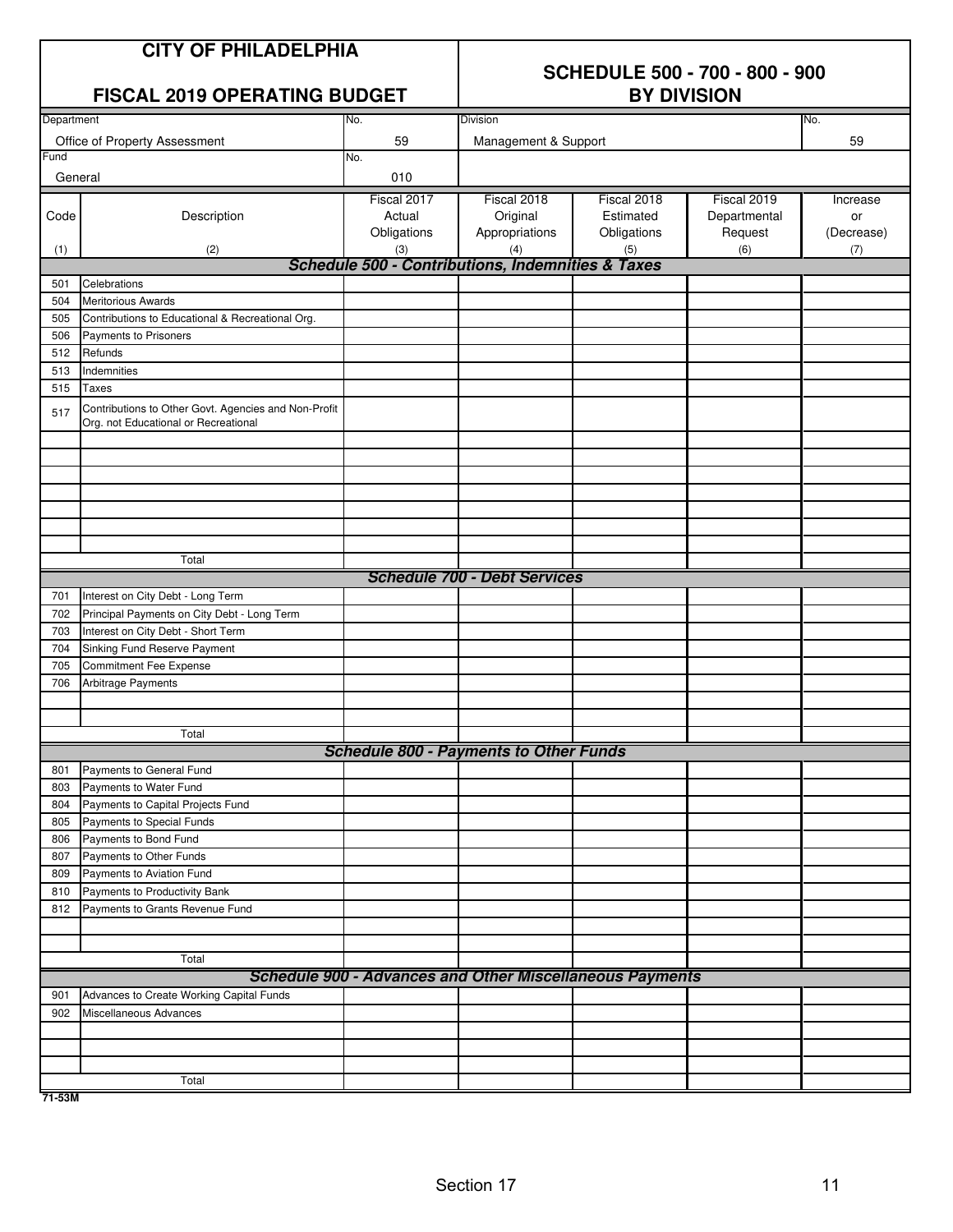# CITY OF PHILADELPHIA

## FISCAL 2019 OPERATING BUDGET

## SCHEDULE 500 - 700 - 800 - 900 BY DIVISION

| Department | No. | Division | No. |
|---|---|---|---|
| Office of Property Assessment | 59 | Management & Support | 59 |
| **Fund** | **No.** | | |
| General | 010 | | |

| Code (1) | Description (2) | Fiscal 2017 Actual Obligations (3) | Fiscal 2018 Original Appropriations (4) | Fiscal 2018 Estimated Obligations (5) | Fiscal 2019 Departmental Request (6) | Increase or (Decrease) (7) |
|---|---|---|---|---|---|---|
| | ***Schedule 500 - Contributions, Indemnities & Taxes*** | | | | | |
| 501 | Celebrations | | | | | |
| 504 | Meritorious Awards | | | | | |
| 505 | Contributions to Educational & Recreational Org. | | | | | |
| 506 | Payments to Prisoners | | | | | |
| 512 | Refunds | | | | | |
| 513 | Indemnities | | | | | |
| 515 | Taxes | | | | | |
| 517 | Contributions to Other Govt. Agencies and Non-Profit Org. not Educational or Recreational | | | | | |
| | | | | | | |
| | | | | | | |
| | | | | | | |
| | | | | | | |
| | | | | | | |
| | | | | | | |
| | | | | | | |
| | Total | | | | | |
| | ***Schedule 700 - Debt Services*** | | | | | |
| 701 | Interest on City Debt - Long Term | | | | | |
| 702 | Principal Payments on City Debt - Long Term | | | | | |
| 703 | Interest on City Debt - Short Term | | | | | |
| 704 | Sinking Fund Reserve Payment | | | | | |
| 705 | Commitment Fee Expense | | | | | |
| 706 | Arbitrage Payments | | | | | |
| | | | | | | |
| | | | | | | |
| | Total | | | | | |
| | ***Schedule 800 - Payments to Other Funds*** | | | | | |
| 801 | Payments to General Fund | | | | | |
| 803 | Payments to Water Fund | | | | | |
| 804 | Payments to Capital Projects Fund | | | | | |
| 805 | Payments to Special Funds | | | | | |
| 806 | Payments to Bond Fund | | | | | |
| 807 | Payments to Other Funds | | | | | |
| 809 | Payments to Aviation Fund | | | | | |
| 810 | Payments to Productivity Bank | | | | | |
| 812 | Payments to Grants Revenue Fund | | | | | |
| | | | | | | |
| | | | | | | |
| | Total | | | | | |
| | ***Schedule 900 - Advances and Other Miscellaneous Payments*** | | | | | |
| 901 | Advances to Create Working Capital Funds | | | | | |
| 902 | Miscellaneous Advances | | | | | |
| | | | | | | |
| | | | | | | |
| | | | | | | |
| | Total | | | | | |

71-53M

Section 17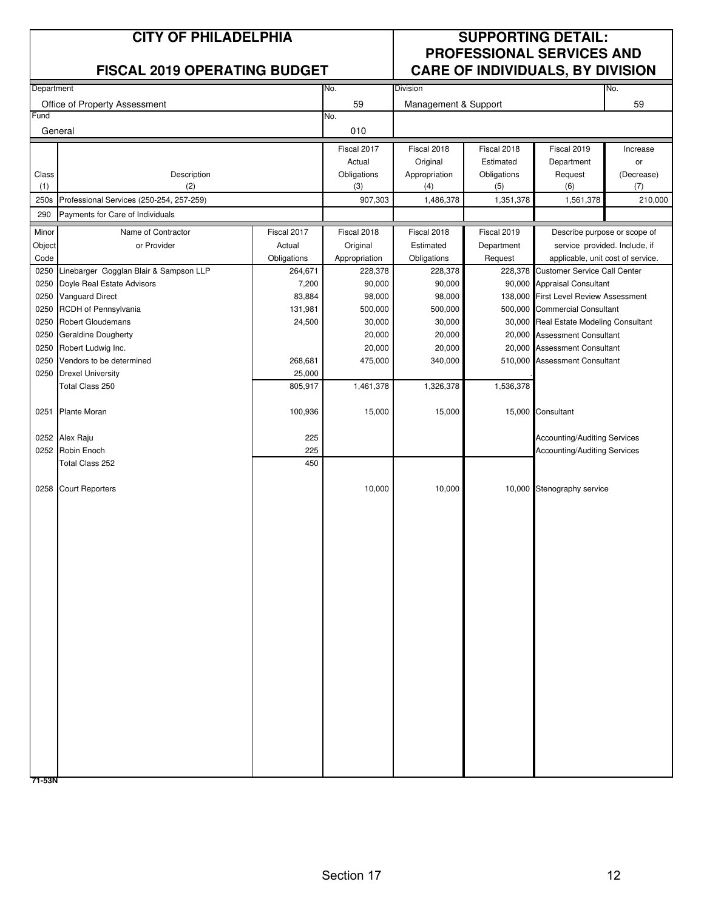# CITY OF PHILADELPHIA

## FISCAL 2019 OPERATING BUDGET

## SUPPORTING DETAIL: PROFESSIONAL SERVICES AND CARE OF INDIVIDUALS, BY DIVISION

| Department | No. | Division | No. |
|---|---|---|---|
| Office of Property Assessment | 59 | Management & Support | 59 |
| **Fund** | **No.** | | |
| General | 010 | | |

| Class (1) | Description (2) | Fiscal 2017 Actual Obligations (3) | Fiscal 2018 Original Appropriation (4) | Fiscal 2018 Estimated Obligations (5) | Fiscal 2019 Department Request (6) | Increase or (Decrease) (7) |
|---|---|---|---|---|---|---|
| 250s | Professional Services (250-254, 257-259) | 907,303 | 1,486,378 | 1,351,378 | 1,561,378 | 210,000 |
| 290 | Payments for Care of Individuals | | | | | |

| Minor Object Code | Name of Contractor or Provider | Fiscal 2017 Actual Obligations | Fiscal 2018 Original Appropriation | Fiscal 2018 Estimated Obligations | Fiscal 2019 Department Request | Describe purpose or scope of service provided. Include, if applicable, unit cost of service. |
|---|---|---|---|---|---|---|
| 0250 | Linebarger Gogglan Blair & Sampson LLP | 264,671 | 228,378 | 228,378 | 228,378 | Customer Service Call Center |
| 0250 | Doyle Real Estate Advisors | 7,200 | 90,000 | 90,000 | 90,000 | Appraisal Consultant |
| 0250 | Vanguard Direct | 83,884 | 98,000 | 98,000 | 138,000 | First Level Review Assessment |
| 0250 | RCDH of Pennsylvania | 131,981 | 500,000 | 500,000 | 500,000 | Commercial Consultant |
| 0250 | Robert Gloudemans | 24,500 | 30,000 | 30,000 | 30,000 | Real Estate Modeling Consultant |
| 0250 | Geraldine Dougherty | | 20,000 | 20,000 | 20,000 | Assessment Consultant |
| 0250 | Robert Ludwig Inc. | | 20,000 | 20,000 | 20,000 | Assessment Consultant |
| 0250 | Vendors to be determined | 268,681 | 475,000 | 340,000 | 510,000 | Assessment Consultant |
| 0250 | Drexel University | 25,000 | | | | |
| | Total Class 250 | 805,917 | 1,461,378 | 1,326,378 | 1,536,378 | |
| | | | | | | |
| 0251 | Plante Moran | 100,936 | 15,000 | 15,000 | 15,000 | Consultant |
| | | | | | | |
| 0252 | Alex Raju | 225 | | | | Accounting/Auditing Services |
| 0252 | Robin Enoch | 225 | | | | Accounting/Auditing Services |
| | Total Class 252 | 450 | | | | |
| | | | | | | |
| 0258 | Court Reporters | | 10,000 | 10,000 | 10,000 | Stenography service |

71-53N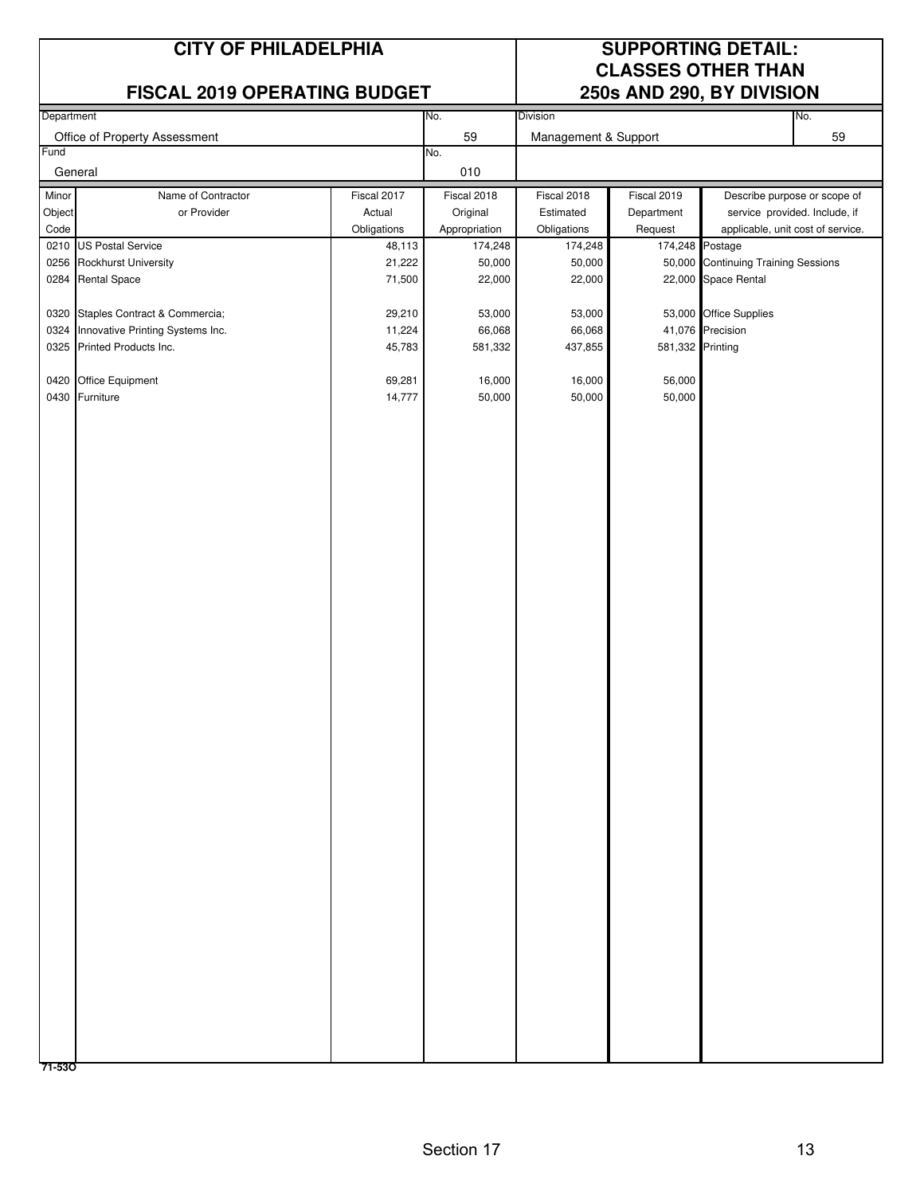# CITY OF PHILADELPHIA

## FISCAL 2019 OPERATING BUDGET

## SUPPORTING DETAIL: CLASSES OTHER THAN 250s AND 290, BY DIVISION

| Department | No. | Division | No. |
|---|---|---|---|
| Office of Property Assessment | 59 | Management & Support | 59 |
| **Fund** | **No.** | | |
| General | 010 | | |

| Minor Object Code | Name of Contractor or Provider | Fiscal 2017 Actual Obligations | Fiscal 2018 Original Appropriation | Fiscal 2018 Estimated Obligations | Fiscal 2019 Department Request | Describe purpose or scope of service provided. Include, if applicable, unit cost of service. |
|---|---|---|---|---|---|---|
| 0210 | US Postal Service | 48,113 | 174,248 | 174,248 | 174,248 | Postage |
| 0256 | Rockhurst University | 21,222 | 50,000 | 50,000 | 50,000 | Continuing Training Sessions |
| 0284 | Rental Space | 71,500 | 22,000 | 22,000 | 22,000 | Space Rental |
| 0320 | Staples Contract & Commercia; | 29,210 | 53,000 | 53,000 | 53,000 | Office Supplies |
| 0324 | Innovative Printing Systems Inc. | 11,224 | 66,068 | 66,068 | 41,076 | Precision |
| 0325 | Printed Products Inc. | 45,783 | 581,332 | 437,855 | 581,332 | Printing |
| 0420 | Office Equipment | 69,281 | 16,000 | 16,000 | 56,000 | |
| 0430 | Furniture | 14,777 | 50,000 | 50,000 | 50,000 | |

71-53O

Section 17